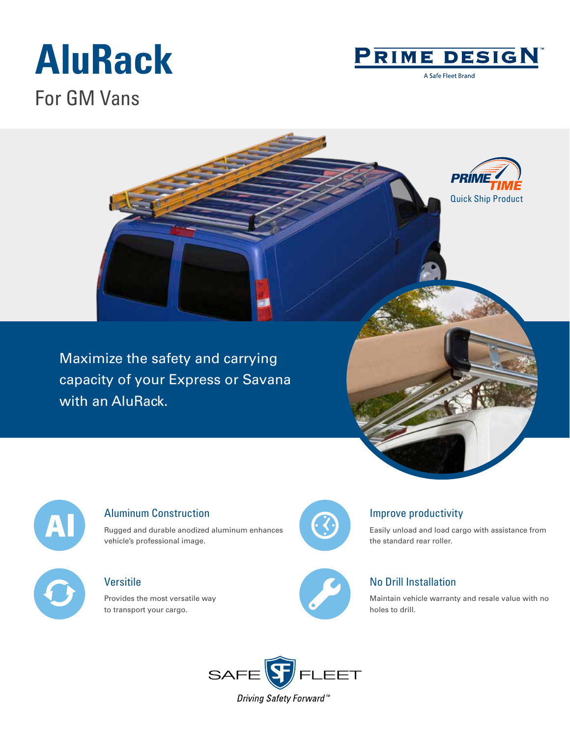# AluRack

## For GM Vans

PRIME DESIGN™

A Safe Fleet Brand

PRIME TIME

Quick Ship Product

Maximize the safety and carrying capacity of your Express or Savana with an AluRack.

### Aluminum Construction

Rugged and durable anodized aluminum enhances vehicle's professional image.

### Improve productivity

Easily unload and load cargo with assistance from the standard rear roller.

### Versitile

Provides the most versatile way to transport your cargo.

### No Drill Installation

Maintain vehicle warranty and resale value with no holes to drill.

SAFE FLEET

*Driving Safety Forward™*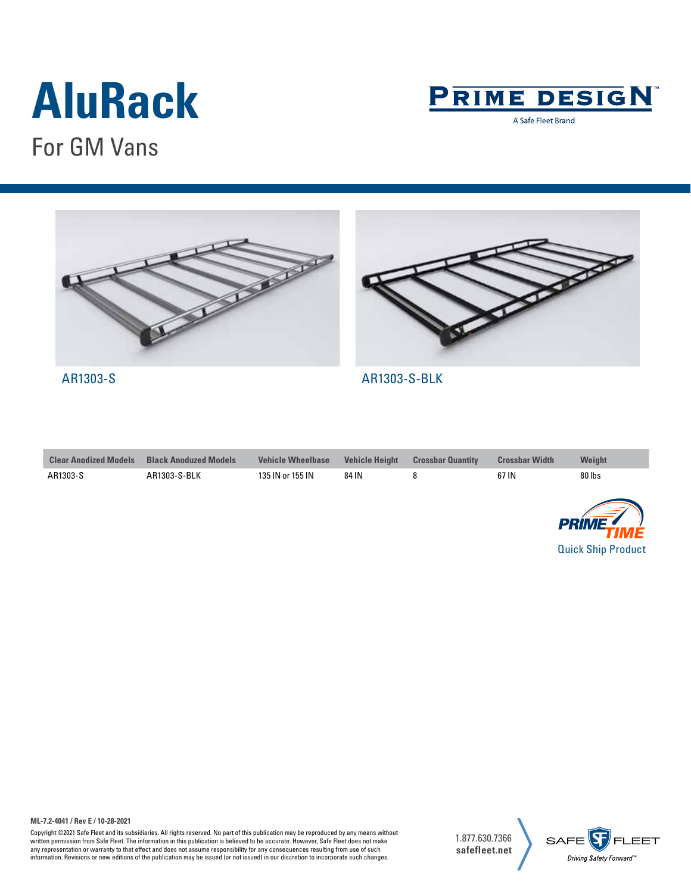# AluRack

## For GM Vans

PRIME DESIGN™

A Safe Fleet Brand

AR1303-S

AR1303-S-BLK

| Clear Anodized Models | Black Anoduzed Models | Vehicle Wheelbase | Vehicle Height | Crossbar Quantity | Crossbar Width | Weight |
|---|---|---|---|---|---|---|
| AR1303-S | AR1303-S-BLK | 135 IN or 155 IN | 84 IN | 8 | 67 IN | 80 lbs |

PRIME TIME

Quick Ship Product

**ML-7.2-4041 / Rev E / 10-28-2021**

Copyright ©2021 Safe Fleet and its subsidiaries. All rights reserved. No part of this publication may be reproduced by any means without written permission from Safe Fleet. The information in this publication is believed to be accurate. However, Safe Fleet does not make any representation or warranty to that effect and does not assume responsibility for any consequences resulting from use of such information. Revisions or new editions of the publication may be issued (or not issued) in our discretion to incorporate such changes.

1.877.630.7366

**safefleet.net**

SAFE FLEET

*Driving Safety Forward™*